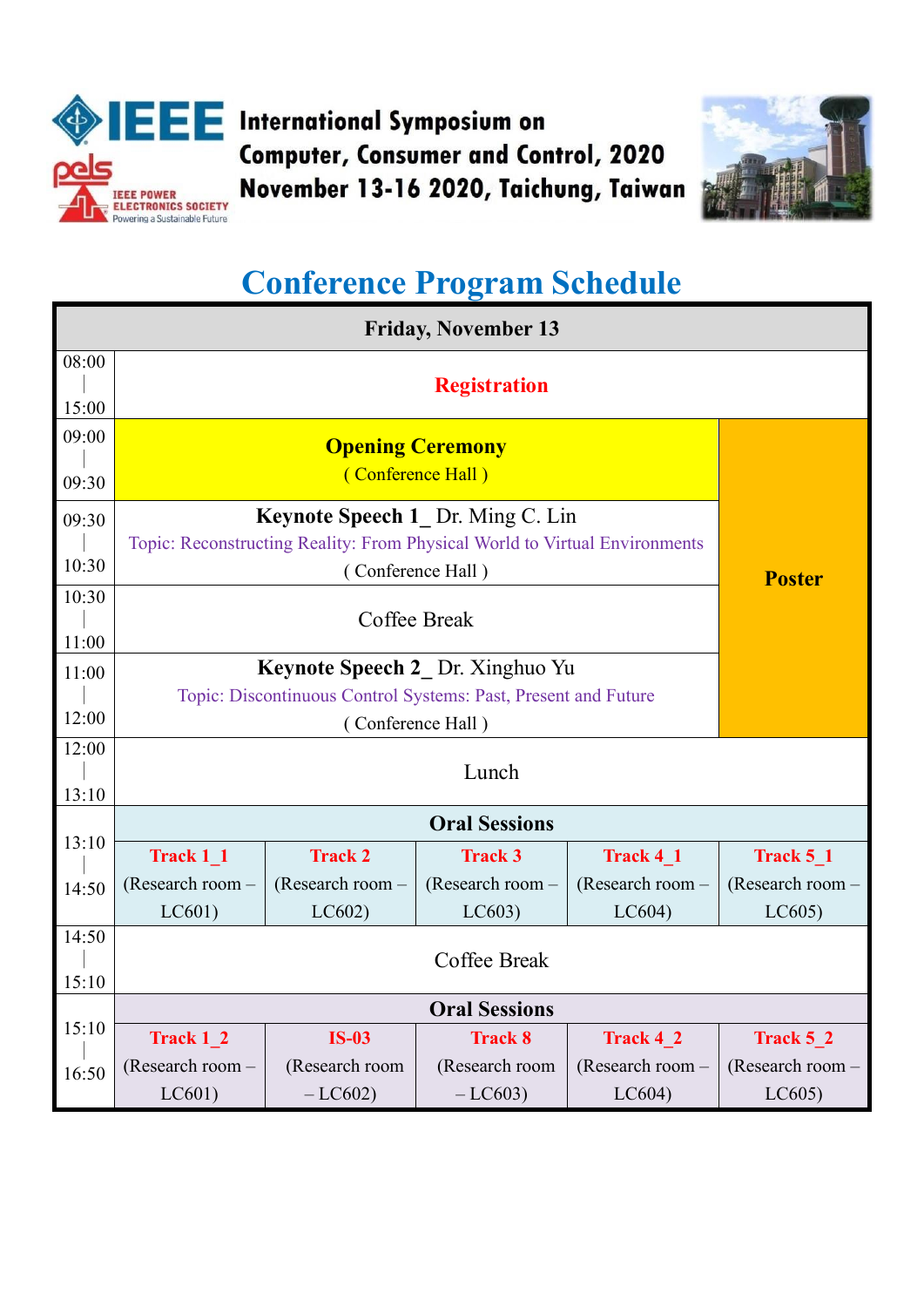IEEE

pels IEEE POWER ELECTRONICS SOCIETY Powering a Sustainable Future

**International Symposium on Computer, Consumer and Control, 2020**
**November 13-16 2020, Taichung, Taiwan**

# Conference Program Schedule

| Friday, November 13 | | | | | |
|---|---|---|---|---|---|
| 08:00 – 15:00 | **Registration** | | | | |
| 09:00 – 09:30 | **Opening Ceremony** ( Conference Hall ) | | | | **Poster** |
| 09:30 – 10:30 | **Keynote Speech 1_** Dr. Ming C. Lin<br>Topic: Reconstructing Reality: From Physical World to Virtual Environments<br>( Conference Hall ) | | | | |
| 10:30 – 11:00 | Coffee Break | | | | |
| 11:00 – 12:00 | **Keynote Speech 2_** Dr. Xinghuo Yu<br>Topic: Discontinuous Control Systems: Past, Present and Future<br>( Conference Hall ) | | | | |
| 12:00 – 13:10 | Lunch | | | | |
| 13:10 – 14:50 | **Oral Sessions** | | | | |
| | **Track 1_1** (Research room – LC601) | **Track 2** (Research room – LC602) | **Track 3** (Research room – LC603) | **Track 4_1** (Research room – LC604) | **Track 5_1** (Research room – LC605) |
| 14:50 – 15:10 | Coffee Break | | | | |
| 15:10 – 16:50 | **Oral Sessions** | | | | |
| | **Track 1_2** (Research room – LC601) | **IS-03** (Research room – LC602) | **Track 8** (Research room – LC603) | **Track 4_2** (Research room – LC604) | **Track 5_2** (Research room – LC605) |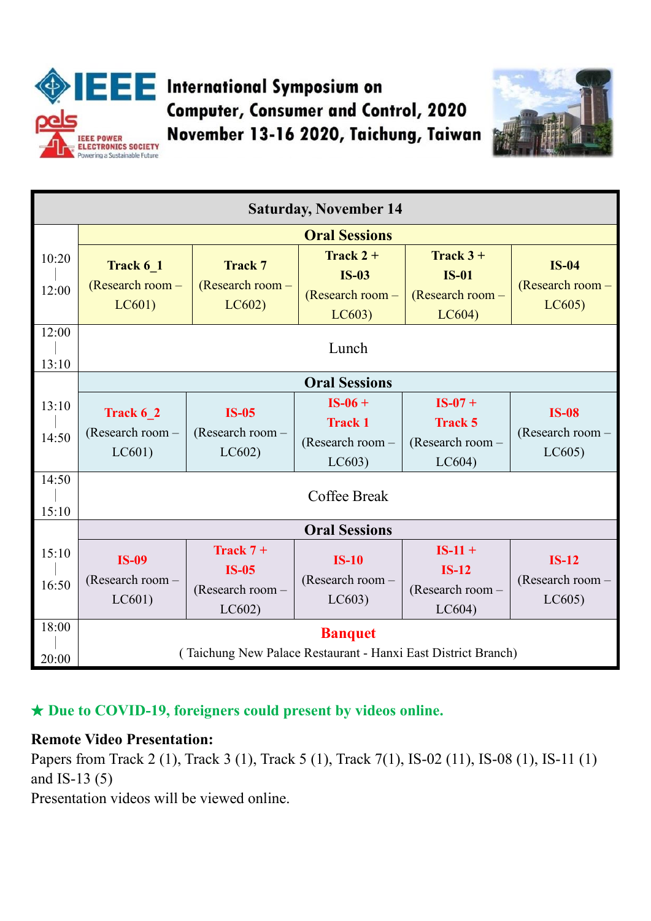# IEEE International Symposium on Computer, Consumer and Control, 2020

## November 13-16 2020, Taichung, Taiwan

IEEE POWER ELECTRONICS SOCIETY
Powering a Sustainable Future

| Saturday, November 14 | | | | | |
|---|---|---|---|---|---|
| | **Oral Sessions** | | | | |
| 10:20 – 12:00 | **Track 6_1** (Research room – LC601) | **Track 7** (Research room – LC602) | **Track 2 + IS-03** (Research room – LC603) | **Track 3 + IS-01** (Research room – LC604) | **IS-04** (Research room – LC605) |
| 12:00 – 13:10 | Lunch | | | | |
| | **Oral Sessions** | | | | |
| 13:10 – 14:50 | **Track 6_2** (Research room – LC601) | **IS-05** (Research room – LC602) | **IS-06 + Track 1** (Research room – LC603) | **IS-07 + Track 5** (Research room – LC604) | **IS-08** (Research room – LC605) |
| 14:50 – 15:10 | Coffee Break | | | | |
| | **Oral Sessions** | | | | |
| 15:10 – 16:50 | **IS-09** (Research room – LC601) | **Track 7 + IS-05** (Research room – LC602) | **IS-10** (Research room – LC603) | **IS-11 + IS-12** (Research room – LC604) | **IS-12** (Research room – LC605) |
| 18:00 – 20:00 | **Banquet** ( Taichung New Palace Restaurant - Hanxi East District Branch) | | | | |

**★ Due to COVID-19, foreigners could present by videos online.**

**Remote Video Presentation:**

Papers from Track 2 (1), Track 3 (1), Track 5 (1), Track 7(1), IS-02 (11), IS-08 (1), IS-11 (1) and IS-13 (5)

Presentation videos will be viewed online.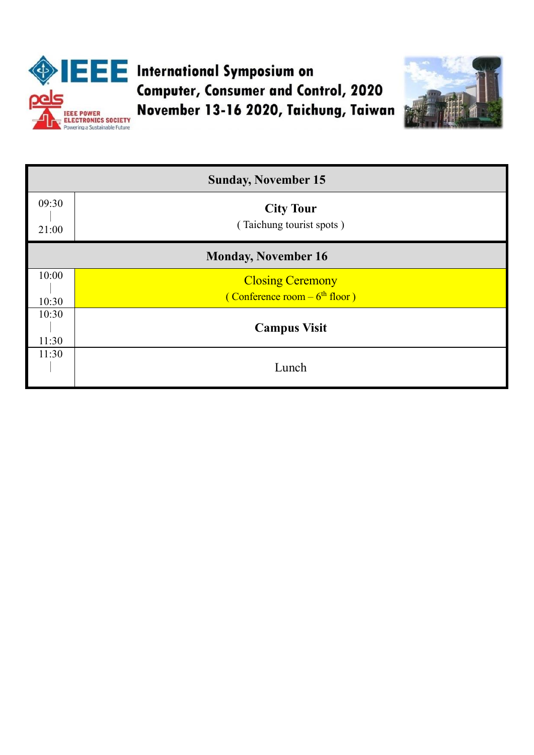IEEE International Symposium on Computer, Consumer and Control, 2020
November 13-16 2020, Taichung, Taiwan

| Sunday, November 15 | |
|---|---|
| 09:30 ｜ 21:00 | **City Tour** ( Taichung tourist spots ) |
| **Monday, November 16** | |
| 10:00 ｜ 10:30 | Closing Ceremony ( Conference room – 6th floor ) |
| 10:30 ｜ 11:30 | **Campus Visit** |
| 11:30 ｜ | Lunch |